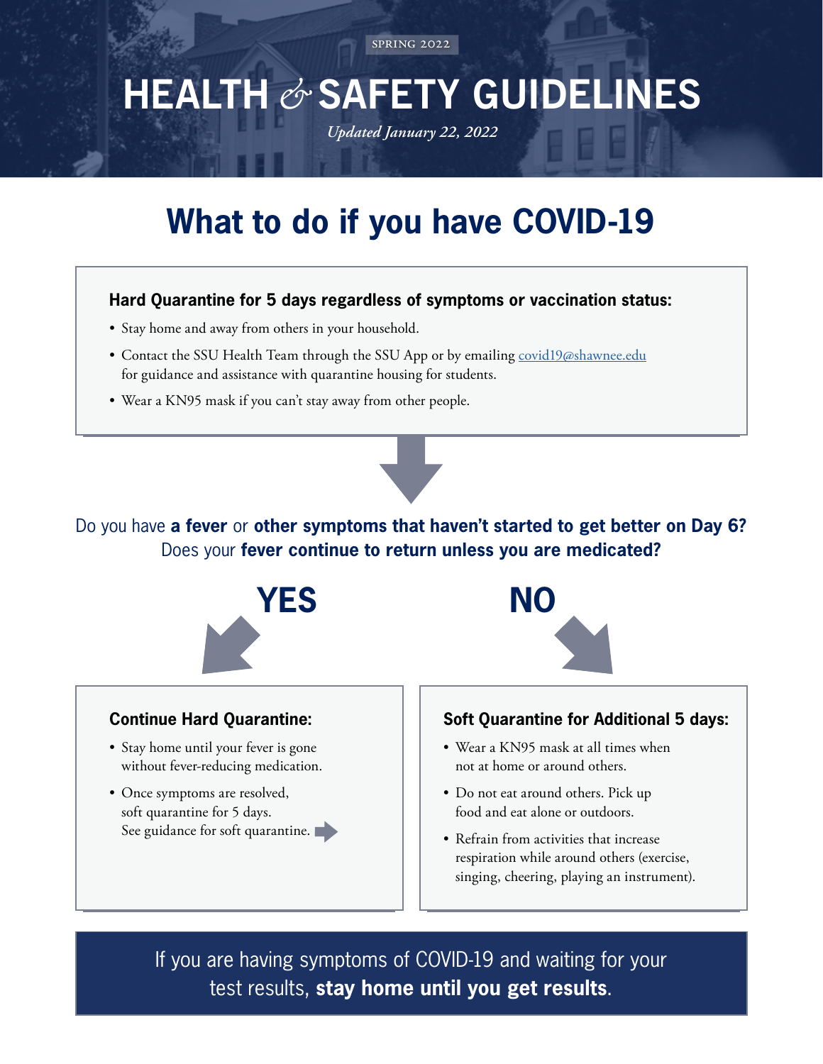SPRING 2022

# HEALTH & SAFETY GUIDELINES

*Updated January 22, 2022*

## What to do if you have COVID-19

**Hard Quarantine for 5 days regardless of symptoms or vaccination status:**

- Stay home and away from others in your household.
- Contact the SSU Health Team through the SSU App or by emailing [covid19@shawnee.edu](mailto:covid19@shawnee.edu) for guidance and assistance with quarantine housing for students.
- Wear a KN95 mask if you can't stay away from other people.

Do you have **a fever** or **other symptoms that haven't started to get better on Day 6?** Does your **fever continue to return unless you are medicated?**

**YES**

**Continue Hard Quarantine:**

- Stay home until your fever is gone without fever-reducing medication.
- Once symptoms are resolved, soft quarantine for 5 days. See guidance for soft quarantine.

**NO**

**Soft Quarantine for Additional 5 days:**

- Wear a KN95 mask at all times when not at home or around others.
- Do not eat around others. Pick up food and eat alone or outdoors.
- Refrain from activities that increase respiration while around others (exercise, singing, cheering, playing an instrument).

If you are having symptoms of COVID-19 and waiting for your test results, **stay home until you get results**.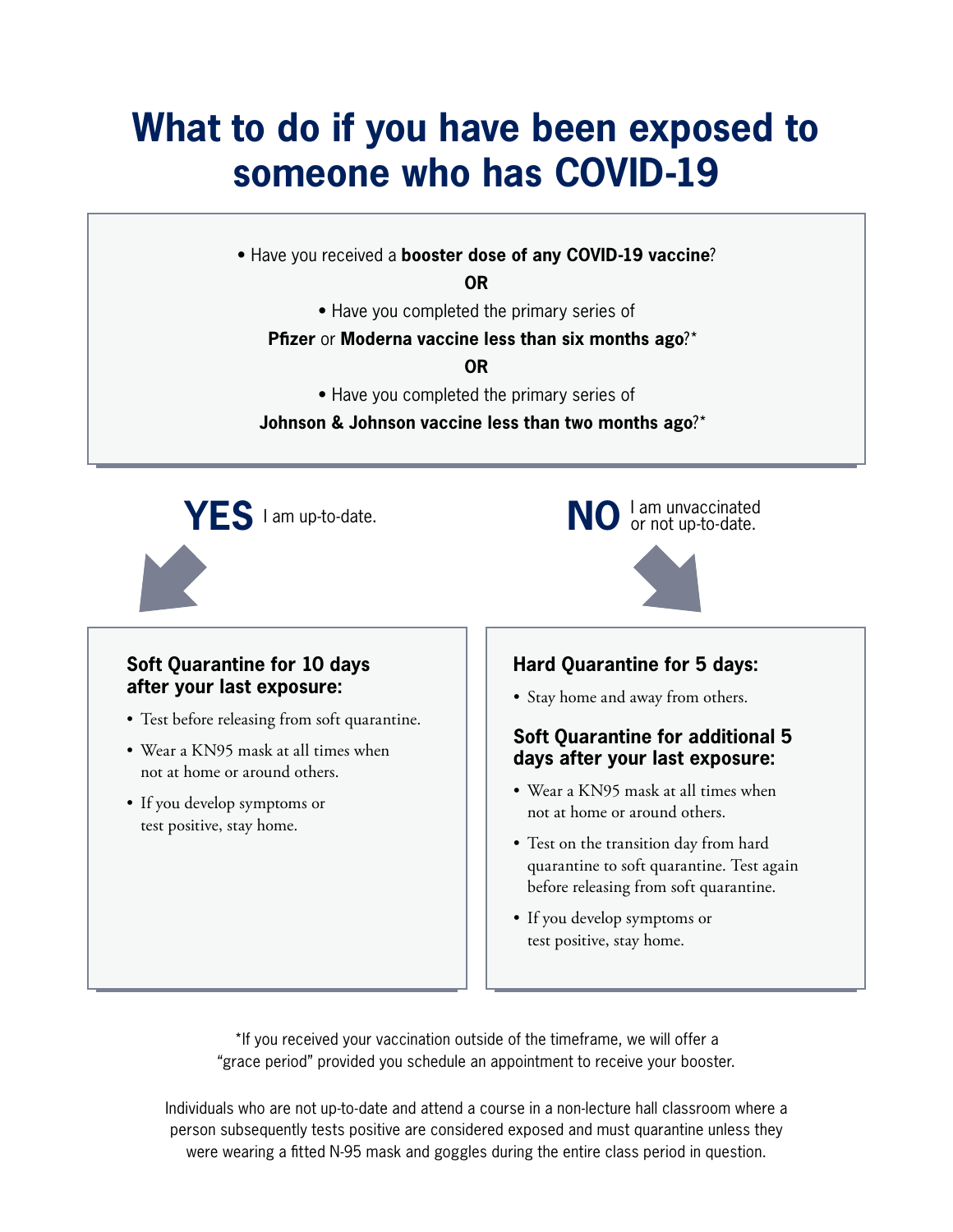# What to do if you have been exposed to someone who has COVID-19

- Have you received a **booster dose of any COVID-19 vaccine**?

**OR**

- Have you completed the primary series of **Pfizer** or **Moderna vaccine less than six months ago**?*

**OR**

- Have you completed the primary series of **Johnson & Johnson vaccine less than two months ago**?*

**YES** I am up-to-date.

### Soft Quarantine for 10 days after your last exposure:

- Test before releasing from soft quarantine.
- Wear a KN95 mask at all times when not at home or around others.
- If you develop symptoms or test positive, stay home.

**NO** I am unvaccinated or not up-to-date.

### Hard Quarantine for 5 days:

- Stay home and away from others.

### Soft Quarantine for additional 5 days after your last exposure:

- Wear a KN95 mask at all times when not at home or around others.
- Test on the transition day from hard quarantine to soft quarantine. Test again before releasing from soft quarantine.
- If you develop symptoms or test positive, stay home.

*If you received your vaccination outside of the timeframe, we will offer a "grace period" provided you schedule an appointment to receive your booster.

Individuals who are not up-to-date and attend a course in a non-lecture hall classroom where a person subsequently tests positive are considered exposed and must quarantine unless they were wearing a fitted N-95 mask and goggles during the entire class period in question.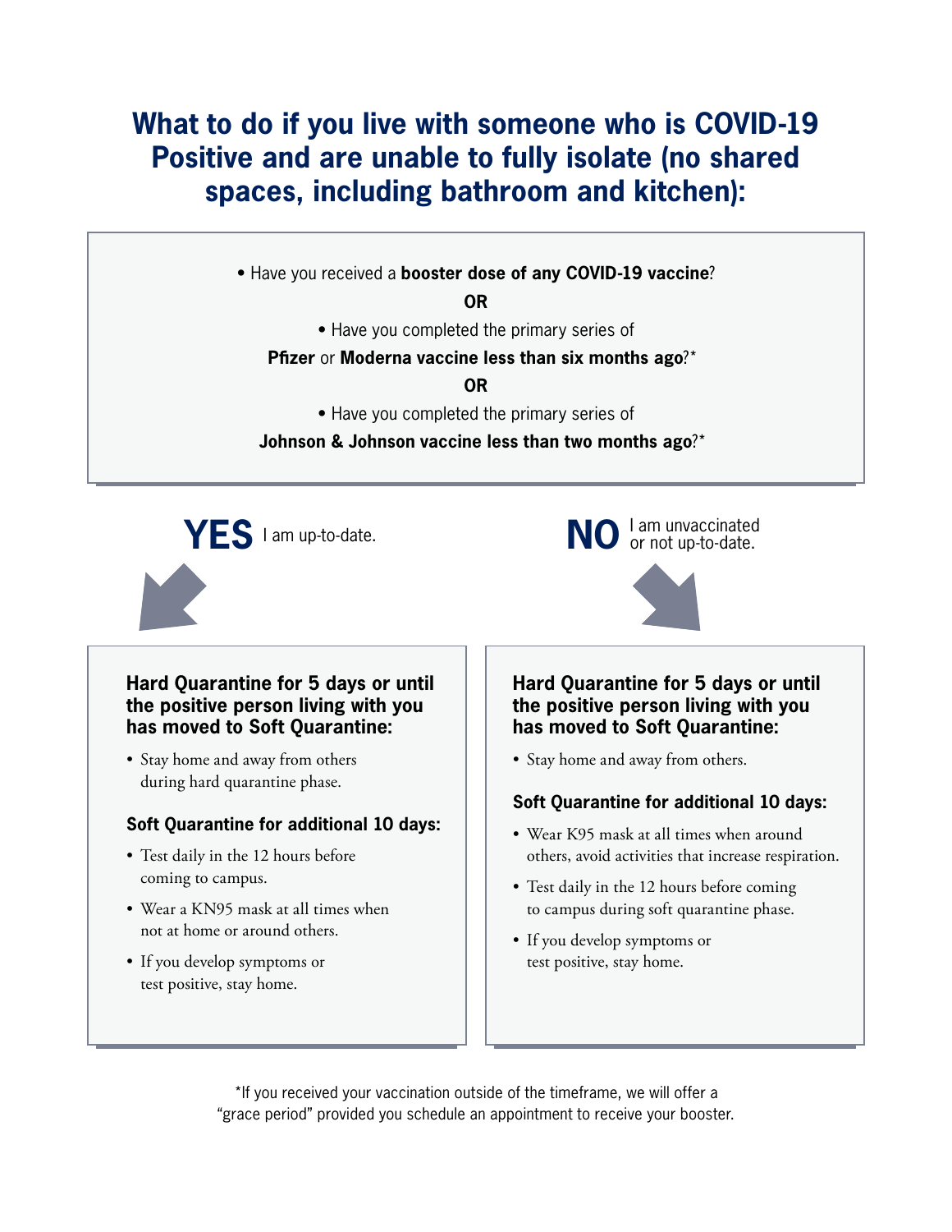# What to do if you live with someone who is COVID-19 Positive and are unable to fully isolate (no shared spaces, including bathroom and kitchen):

- Have you received a **booster dose of any COVID-19 vaccine**?

**OR**

- Have you completed the primary series of **Pfizer** or **Moderna vaccine less than six months ago**?*

**OR**

- Have you completed the primary series of **Johnson & Johnson vaccine less than two months ago**?*

## YES I am up-to-date.

### Hard Quarantine for 5 days or until the positive person living with you has moved to Soft Quarantine:

- Stay home and away from others during hard quarantine phase.

### Soft Quarantine for additional 10 days:

- Test daily in the 12 hours before coming to campus.
- Wear a KN95 mask at all times when not at home or around others.
- If you develop symptoms or test positive, stay home.

## NO I am unvaccinated or not up-to-date.

### Hard Quarantine for 5 days or until the positive person living with you has moved to Soft Quarantine:

- Stay home and away from others.

### Soft Quarantine for additional 10 days:

- Wear K95 mask at all times when around others, avoid activities that increase respiration.
- Test daily in the 12 hours before coming to campus during soft quarantine phase.
- If you develop symptoms or test positive, stay home.

*If you received your vaccination outside of the timeframe, we will offer a "grace period" provided you schedule an appointment to receive your booster.